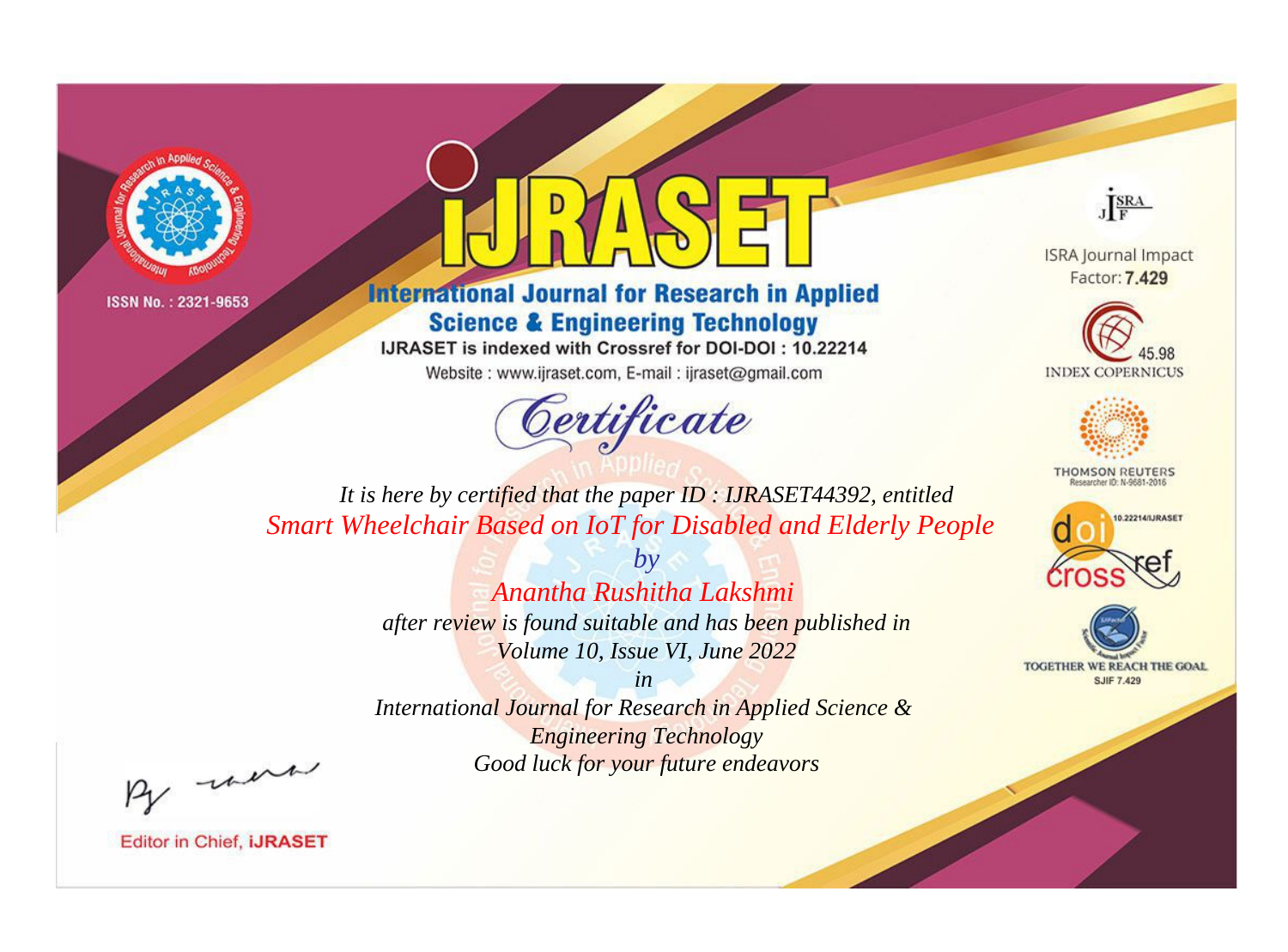ISSN No. : 2321-9653

# IJRASET

## International Journal for Research in Applied Science & Engineering Technology

IJRASET is indexed with Crossref for DOI-DOI : 10.22214

Website : www.ijraset.com, E-mail : ijraset@gmail.com

ISRA Journal Impact Factor: **7.429**

45.98 INDEX COPERNICUS

THOMSON REUTERS Researcher ID: N-9681-2016

10.22214/IJRASET

TOGETHER WE REACH THE GOAL SJIF 7.429

## *Certificate*

*It is here by certified that the paper ID : IJRASET44392, entitled*

*Smart Wheelchair Based on IoT for Disabled and Elderly People*

*by*

*Anantha Rushitha Lakshmi*

*after review is found suitable and has been published in*

*Volume 10, Issue VI, June 2022*

*in*

*International Journal for Research in Applied Science & Engineering Technology*

*Good luck for your future endeavors*

Editor in Chief, **iJRASET**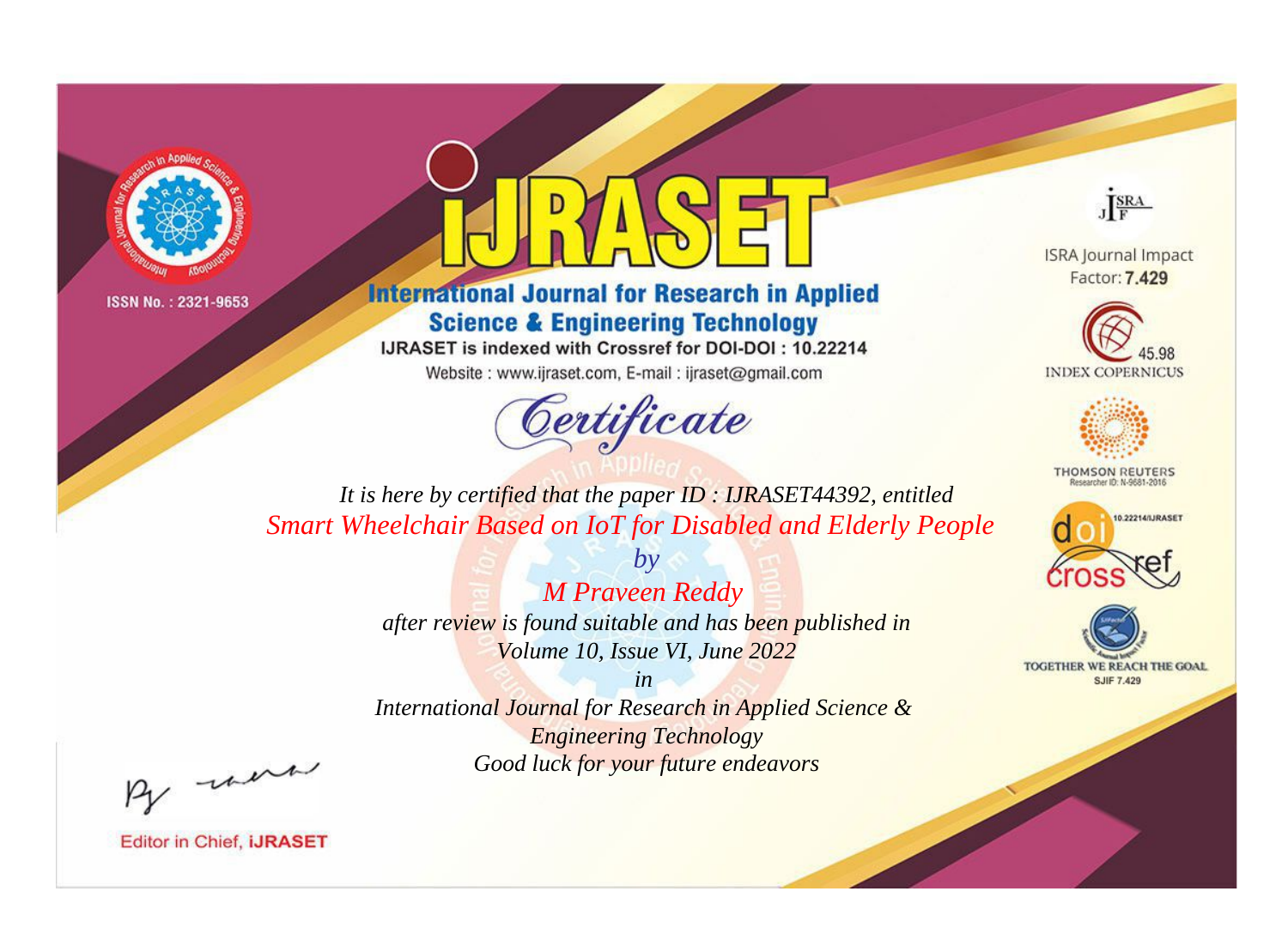ISSN No. : 2321-9653

# iJRASET

## International Journal for Research in Applied Science & Engineering Technology

IJRASET is indexed with Crossref for DOI-DOI : 10.22214

Website : www.ijraset.com, E-mail : ijraset@gmail.com

ISRA Journal Impact Factor: **7.429**

45.98 INDEX COPERNICUS

THOMSON REUTERS Researcher ID: N-9681-2016

10.22214/IJRASET

TOGETHER WE REACH THE GOAL SJIF 7.429

# *Certificate*

*It is here by certified that the paper ID : IJRASET44392, entitled*

*Smart Wheelchair Based on IoT for Disabled and Elderly People*

*by*

*M Praveen Reddy*

*after review is found suitable and has been published in*

*Volume 10, Issue VI, June 2022*

*in*

*International Journal for Research in Applied Science & Engineering Technology*

*Good luck for your future endeavors*

Editor in Chief, **iJRASET**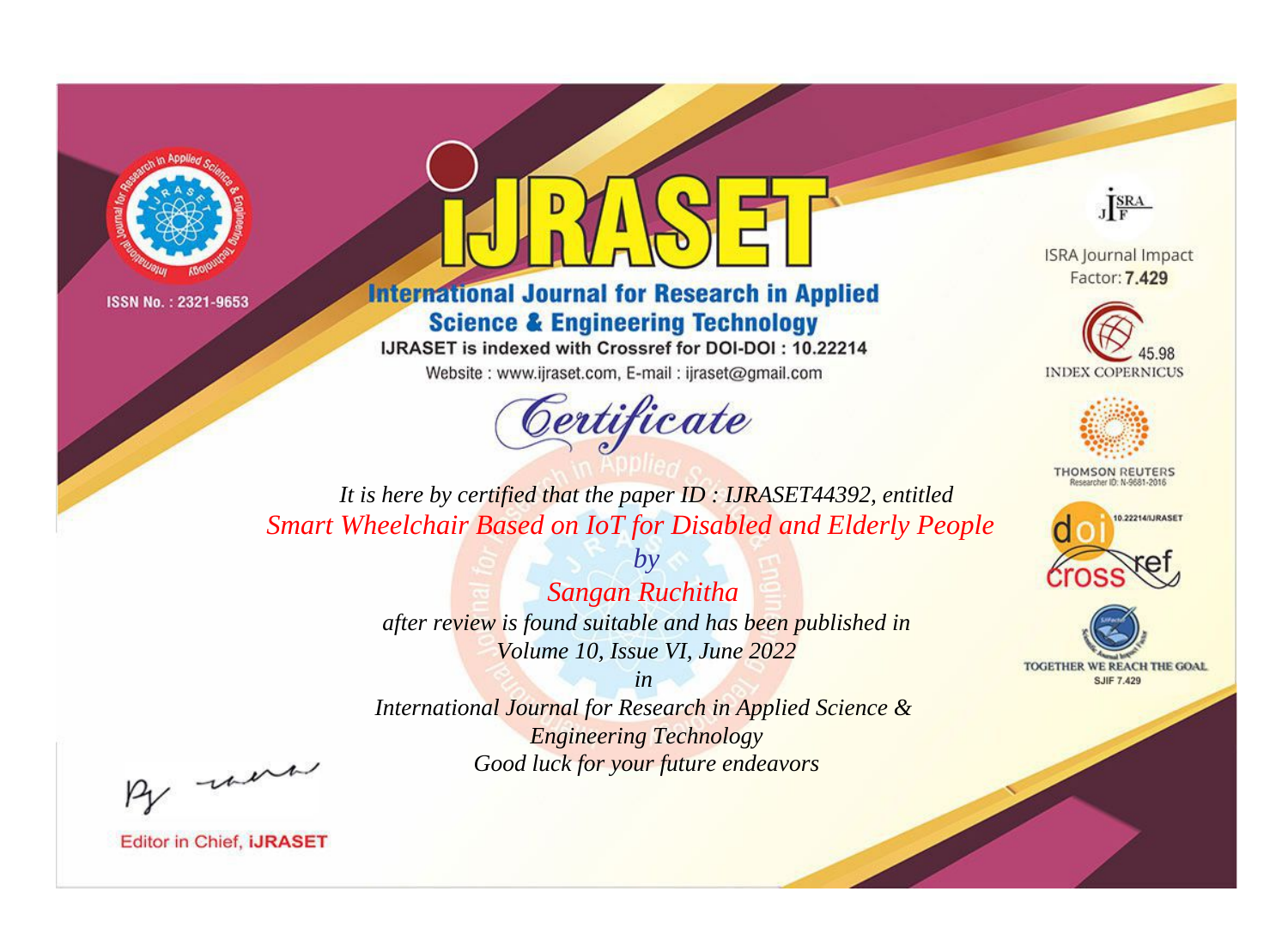ISSN No. : 2321-9653

# iJRASET

## International Journal for Research in Applied Science & Engineering Technology

IJRASET is indexed with Crossref for DOI-DOI : 10.22214

Website : www.ijraset.com, E-mail : ijraset@gmail.com

ISRA Journal Impact Factor: **7.429**

45.98 INDEX COPERNICUS

THOMSON REUTERS Researcher ID: N-9681-2016

10.22214/IJRASET

TOGETHER WE REACH THE GOAL SJIF 7.429

*Certificate*

*It is here by certified that the paper ID : IJRASET44392, entitled*

*Smart Wheelchair Based on IoT for Disabled and Elderly People*

*by*

*Sangan Ruchitha*

*after review is found suitable and has been published in*

*Volume 10, Issue VI, June 2022*

*in*

*International Journal for Research in Applied Science & Engineering Technology*

*Good luck for your future endeavors*

Editor in Chief, **iJRASET**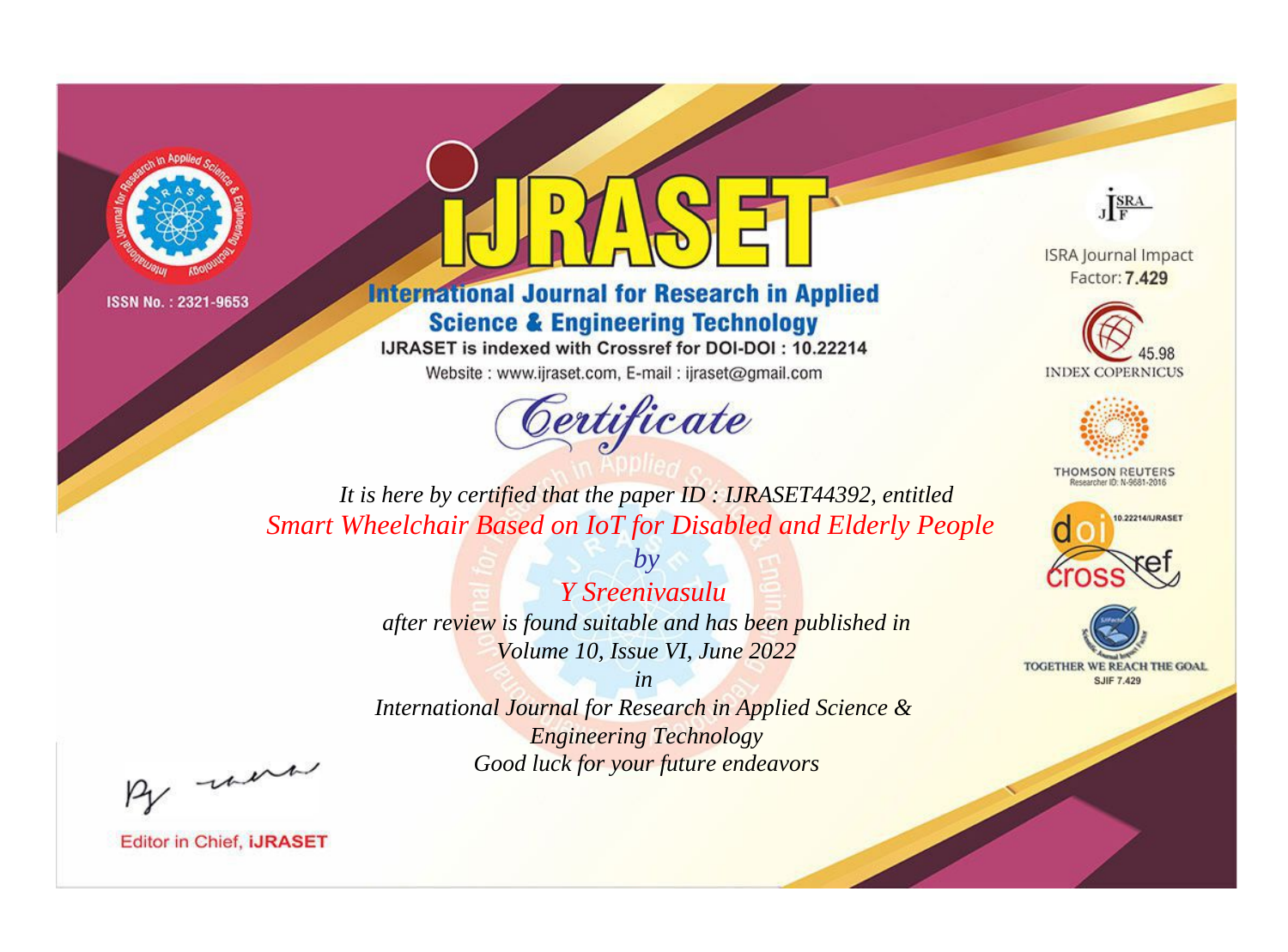ISSN No. : 2321-9653

# iJRASET

## International Journal for Research in Applied Science & Engineering Technology

IJRASET is indexed with Crossref for DOI-DOI : 10.22214

Website : www.ijraset.com, E-mail : ijraset@gmail.com

*Certificate*

*It is here by certified that the paper ID : IJRASET44392, entitled*

*Smart Wheelchair Based on IoT for Disabled and Elderly People*

*by*

*Y Sreenivasulu*

*after review is found suitable and has been published in*

*Volume 10, Issue VI, June 2022*

*in*

*International Journal for Research in Applied Science & Engineering Technology*

*Good luck for your future endeavors*

ISRA Journal Impact Factor: **7.429**

45.98 INDEX COPERNICUS

THOMSON REUTERS Researcher ID: N-9681-2016

10.22214/IJRASET

TOGETHER WE REACH THE GOAL SJIF 7.429

Editor in Chief, **iJRASET**